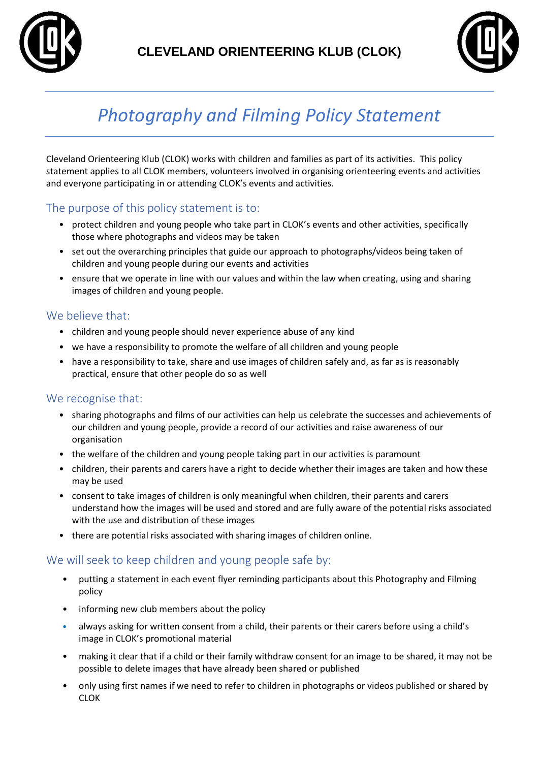# CLEVELAND ORIENTEERING KLUB (CLOK)

## *Photography and Filming Policy Statement*

Cleveland Orienteering Klub (CLOK) works with children and families as part of its activities. This policy statement applies to all CLOK members, volunteers involved in organising orienteering events and activities and everyone participating in or attending CLOK's events and activities.

### The purpose of this policy statement is to:

- protect children and young people who take part in CLOK's events and other activities, specifically those where photographs and videos may be taken
- set out the overarching principles that guide our approach to photographs/videos being taken of children and young people during our events and activities
- ensure that we operate in line with our values and within the law when creating, using and sharing images of children and young people.

### We believe that:

- children and young people should never experience abuse of any kind
- we have a responsibility to promote the welfare of all children and young people
- have a responsibility to take, share and use images of children safely and, as far as is reasonably practical, ensure that other people do so as well

### We recognise that:

- sharing photographs and films of our activities can help us celebrate the successes and achievements of our children and young people, provide a record of our activities and raise awareness of our organisation
- the welfare of the children and young people taking part in our activities is paramount
- children, their parents and carers have a right to decide whether their images are taken and how these may be used
- consent to take images of children is only meaningful when children, their parents and carers understand how the images will be used and stored and are fully aware of the potential risks associated with the use and distribution of these images
- there are potential risks associated with sharing images of children online.

### We will seek to keep children and young people safe by:

- putting a statement in each event flyer reminding participants about this Photography and Filming policy
- informing new club members about the policy
- always asking for written consent from a child, their parents or their carers before using a child's image in CLOK's promotional material
- making it clear that if a child or their family withdraw consent for an image to be shared, it may not be possible to delete images that have already been shared or published
- only using first names if we need to refer to children in photographs or videos published or shared by CLOK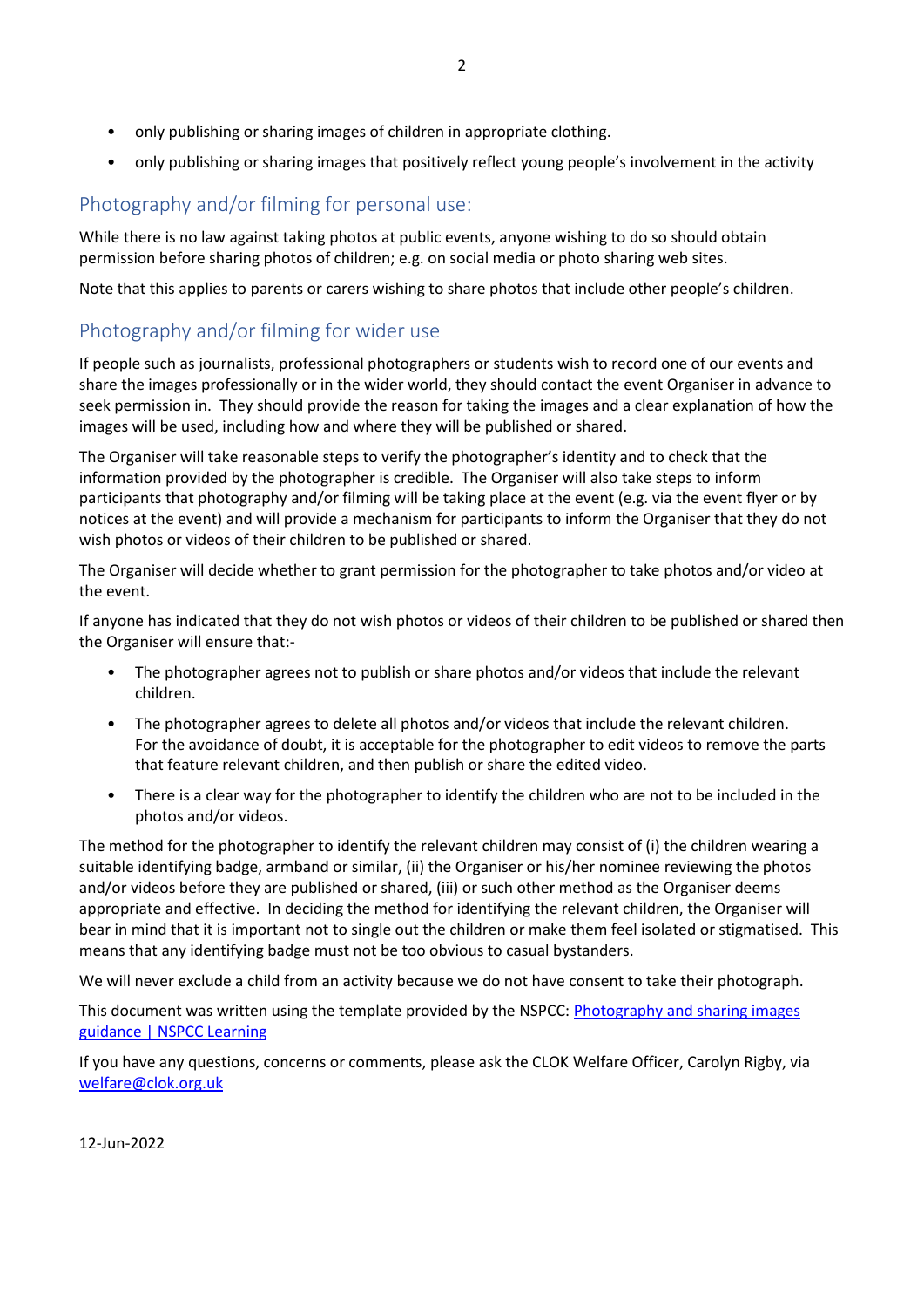- only publishing or sharing images of children in appropriate clothing.
- only publishing or sharing images that positively reflect young people's involvement in the activity

## Photography and/or filming for personal use:

While there is no law against taking photos at public events, anyone wishing to do so should obtain permission before sharing photos of children; e.g. on social media or photo sharing web sites.

Note that this applies to parents or carers wishing to share photos that include other people's children.

## Photography and/or filming for wider use

If people such as journalists, professional photographers or students wish to record one of our events and share the images professionally or in the wider world, they should contact the event Organiser in advance to seek permission in. They should provide the reason for taking the images and a clear explanation of how the images will be used, including how and where they will be published or shared.

The Organiser will take reasonable steps to verify the photographer's identity and to check that the information provided by the photographer is credible. The Organiser will also take steps to inform participants that photography and/or filming will be taking place at the event (e.g. via the event flyer or by notices at the event) and will provide a mechanism for participants to inform the Organiser that they do not wish photos or videos of their children to be published or shared.

The Organiser will decide whether to grant permission for the photographer to take photos and/or video at the event.

If anyone has indicated that they do not wish photos or videos of their children to be published or shared then the Organiser will ensure that:-

- The photographer agrees not to publish or share photos and/or videos that include the relevant children.
- The photographer agrees to delete all photos and/or videos that include the relevant children. For the avoidance of doubt, it is acceptable for the photographer to edit videos to remove the parts that feature relevant children, and then publish or share the edited video.
- There is a clear way for the photographer to identify the children who are not to be included in the photos and/or videos.

The method for the photographer to identify the relevant children may consist of (i) the children wearing a suitable identifying badge, armband or similar, (ii) the Organiser or his/her nominee reviewing the photos and/or videos before they are published or shared, (iii) or such other method as the Organiser deems appropriate and effective. In deciding the method for identifying the relevant children, the Organiser will bear in mind that it is important not to single out the children or make them feel isolated or stigmatised. This means that any identifying badge must not be too obvious to casual bystanders.

We will never exclude a child from an activity because we do not have consent to take their photograph.

This document was written using the template provided by the NSPCC: Photography and sharing images guidance | NSPCC Learning

If you have any questions, concerns or comments, please ask the CLOK Welfare Officer, Carolyn Rigby, via welfare@clok.org.uk

12-Jun-2022